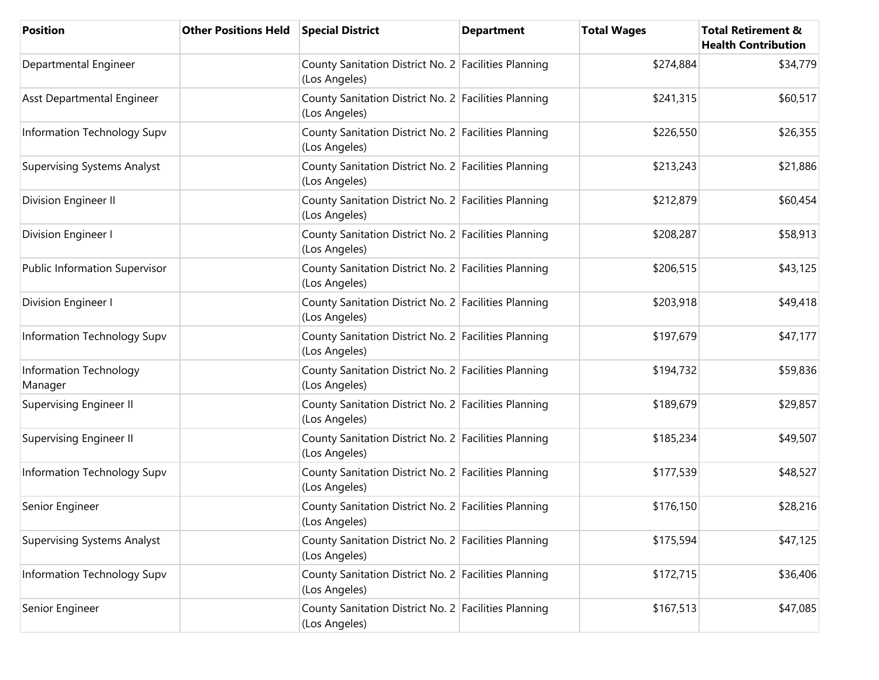| Position | Other Positions Held | Special District | Department | Total Wages | Total Retirement & Health Contribution |
|---|---|---|---|---|---|
| Departmental Engineer | | County Sanitation District No. 2 (Los Angeles) | Facilities Planning | $274,884 | $34,779 |
| Asst Departmental Engineer | | County Sanitation District No. 2 (Los Angeles) | Facilities Planning | $241,315 | $60,517 |
| Information Technology Supv | | County Sanitation District No. 2 (Los Angeles) | Facilities Planning | $226,550 | $26,355 |
| Supervising Systems Analyst | | County Sanitation District No. 2 (Los Angeles) | Facilities Planning | $213,243 | $21,886 |
| Division Engineer II | | County Sanitation District No. 2 (Los Angeles) | Facilities Planning | $212,879 | $60,454 |
| Division Engineer I | | County Sanitation District No. 2 (Los Angeles) | Facilities Planning | $208,287 | $58,913 |
| Public Information Supervisor | | County Sanitation District No. 2 (Los Angeles) | Facilities Planning | $206,515 | $43,125 |
| Division Engineer I | | County Sanitation District No. 2 (Los Angeles) | Facilities Planning | $203,918 | $49,418 |
| Information Technology Supv | | County Sanitation District No. 2 (Los Angeles) | Facilities Planning | $197,679 | $47,177 |
| Information Technology Manager | | County Sanitation District No. 2 (Los Angeles) | Facilities Planning | $194,732 | $59,836 |
| Supervising Engineer II | | County Sanitation District No. 2 (Los Angeles) | Facilities Planning | $189,679 | $29,857 |
| Supervising Engineer II | | County Sanitation District No. 2 (Los Angeles) | Facilities Planning | $185,234 | $49,507 |
| Information Technology Supv | | County Sanitation District No. 2 (Los Angeles) | Facilities Planning | $177,539 | $48,527 |
| Senior Engineer | | County Sanitation District No. 2 (Los Angeles) | Facilities Planning | $176,150 | $28,216 |
| Supervising Systems Analyst | | County Sanitation District No. 2 (Los Angeles) | Facilities Planning | $175,594 | $47,125 |
| Information Technology Supv | | County Sanitation District No. 2 (Los Angeles) | Facilities Planning | $172,715 | $36,406 |
| Senior Engineer | | County Sanitation District No. 2 (Los Angeles) | Facilities Planning | $167,513 | $47,085 |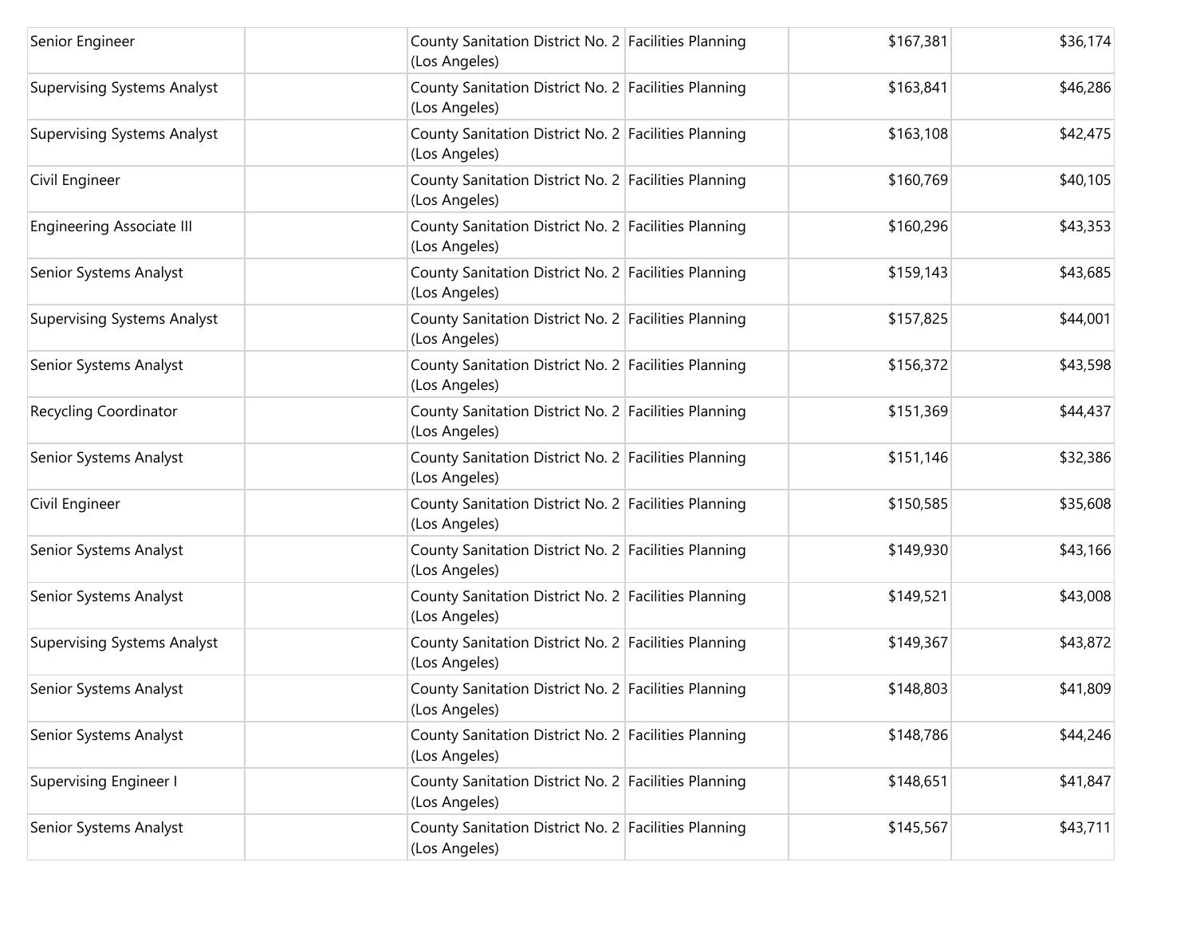| | | | | | |
|---|---|---|---|---|---|
| Senior Engineer | | County Sanitation District No. 2 (Los Angeles) | Facilities Planning | $167,381 | $36,174 |
| Supervising Systems Analyst | | County Sanitation District No. 2 (Los Angeles) | Facilities Planning | $163,841 | $46,286 |
| Supervising Systems Analyst | | County Sanitation District No. 2 (Los Angeles) | Facilities Planning | $163,108 | $42,475 |
| Civil Engineer | | County Sanitation District No. 2 (Los Angeles) | Facilities Planning | $160,769 | $40,105 |
| Engineering Associate III | | County Sanitation District No. 2 (Los Angeles) | Facilities Planning | $160,296 | $43,353 |
| Senior Systems Analyst | | County Sanitation District No. 2 (Los Angeles) | Facilities Planning | $159,143 | $43,685 |
| Supervising Systems Analyst | | County Sanitation District No. 2 (Los Angeles) | Facilities Planning | $157,825 | $44,001 |
| Senior Systems Analyst | | County Sanitation District No. 2 (Los Angeles) | Facilities Planning | $156,372 | $43,598 |
| Recycling Coordinator | | County Sanitation District No. 2 (Los Angeles) | Facilities Planning | $151,369 | $44,437 |
| Senior Systems Analyst | | County Sanitation District No. 2 (Los Angeles) | Facilities Planning | $151,146 | $32,386 |
| Civil Engineer | | County Sanitation District No. 2 (Los Angeles) | Facilities Planning | $150,585 | $35,608 |
| Senior Systems Analyst | | County Sanitation District No. 2 (Los Angeles) | Facilities Planning | $149,930 | $43,166 |
| Senior Systems Analyst | | County Sanitation District No. 2 (Los Angeles) | Facilities Planning | $149,521 | $43,008 |
| Supervising Systems Analyst | | County Sanitation District No. 2 (Los Angeles) | Facilities Planning | $149,367 | $43,872 |
| Senior Systems Analyst | | County Sanitation District No. 2 (Los Angeles) | Facilities Planning | $148,803 | $41,809 |
| Senior Systems Analyst | | County Sanitation District No. 2 (Los Angeles) | Facilities Planning | $148,786 | $44,246 |
| Supervising Engineer I | | County Sanitation District No. 2 (Los Angeles) | Facilities Planning | $148,651 | $41,847 |
| Senior Systems Analyst | | County Sanitation District No. 2 (Los Angeles) | Facilities Planning | $145,567 | $43,711 |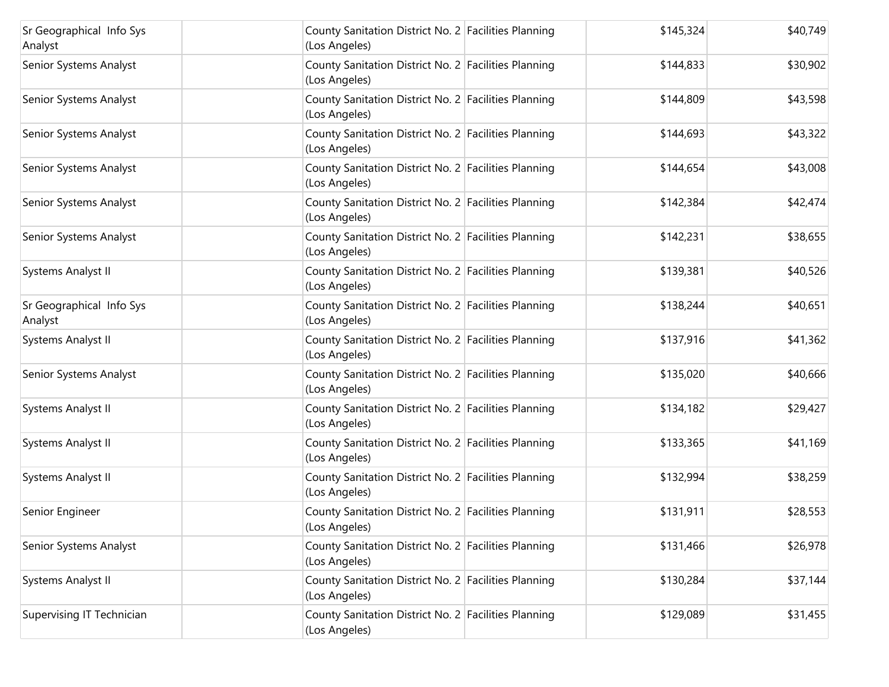| | | | | | |
|---|---|---|---|---|---|
| Sr Geographical Info Sys Analyst | | County Sanitation District No. 2 (Los Angeles) | Facilities Planning | $145,324 | $40,749 |
| Senior Systems Analyst | | County Sanitation District No. 2 (Los Angeles) | Facilities Planning | $144,833 | $30,902 |
| Senior Systems Analyst | | County Sanitation District No. 2 (Los Angeles) | Facilities Planning | $144,809 | $43,598 |
| Senior Systems Analyst | | County Sanitation District No. 2 (Los Angeles) | Facilities Planning | $144,693 | $43,322 |
| Senior Systems Analyst | | County Sanitation District No. 2 (Los Angeles) | Facilities Planning | $144,654 | $43,008 |
| Senior Systems Analyst | | County Sanitation District No. 2 (Los Angeles) | Facilities Planning | $142,384 | $42,474 |
| Senior Systems Analyst | | County Sanitation District No. 2 (Los Angeles) | Facilities Planning | $142,231 | $38,655 |
| Systems Analyst II | | County Sanitation District No. 2 (Los Angeles) | Facilities Planning | $139,381 | $40,526 |
| Sr Geographical Info Sys Analyst | | County Sanitation District No. 2 (Los Angeles) | Facilities Planning | $138,244 | $40,651 |
| Systems Analyst II | | County Sanitation District No. 2 (Los Angeles) | Facilities Planning | $137,916 | $41,362 |
| Senior Systems Analyst | | County Sanitation District No. 2 (Los Angeles) | Facilities Planning | $135,020 | $40,666 |
| Systems Analyst II | | County Sanitation District No. 2 (Los Angeles) | Facilities Planning | $134,182 | $29,427 |
| Systems Analyst II | | County Sanitation District No. 2 (Los Angeles) | Facilities Planning | $133,365 | $41,169 |
| Systems Analyst II | | County Sanitation District No. 2 (Los Angeles) | Facilities Planning | $132,994 | $38,259 |
| Senior Engineer | | County Sanitation District No. 2 (Los Angeles) | Facilities Planning | $131,911 | $28,553 |
| Senior Systems Analyst | | County Sanitation District No. 2 (Los Angeles) | Facilities Planning | $131,466 | $26,978 |
| Systems Analyst II | | County Sanitation District No. 2 (Los Angeles) | Facilities Planning | $130,284 | $37,144 |
| Supervising IT Technician | | County Sanitation District No. 2 (Los Angeles) | Facilities Planning | $129,089 | $31,455 |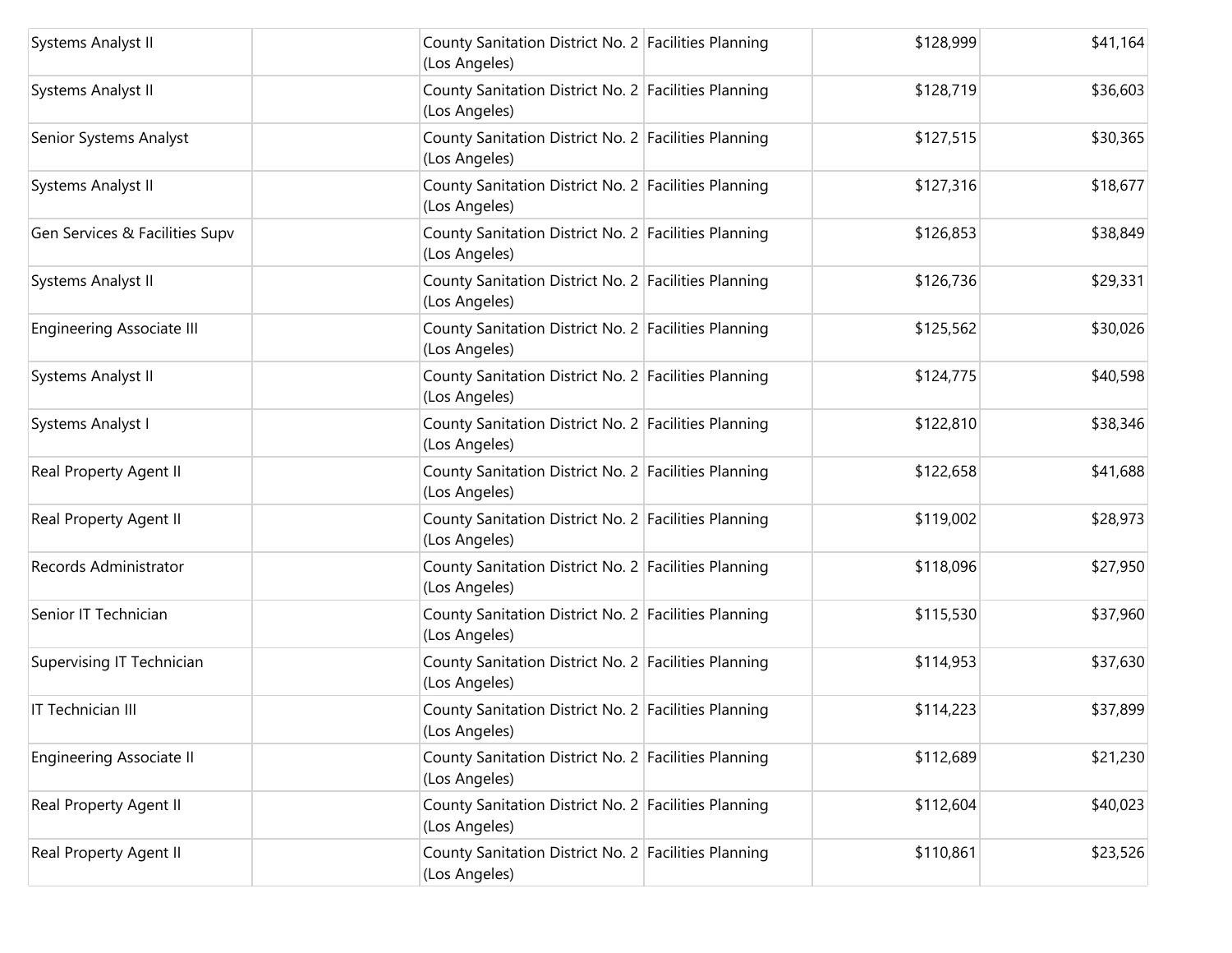| | | | | | |
|---|---|---|---|---|---|
| Systems Analyst II | | County Sanitation District No. 2 (Los Angeles) | Facilities Planning | $128,999 | $41,164 |
| Systems Analyst II | | County Sanitation District No. 2 (Los Angeles) | Facilities Planning | $128,719 | $36,603 |
| Senior Systems Analyst | | County Sanitation District No. 2 (Los Angeles) | Facilities Planning | $127,515 | $30,365 |
| Systems Analyst II | | County Sanitation District No. 2 (Los Angeles) | Facilities Planning | $127,316 | $18,677 |
| Gen Services & Facilities Supv | | County Sanitation District No. 2 (Los Angeles) | Facilities Planning | $126,853 | $38,849 |
| Systems Analyst II | | County Sanitation District No. 2 (Los Angeles) | Facilities Planning | $126,736 | $29,331 |
| Engineering Associate III | | County Sanitation District No. 2 (Los Angeles) | Facilities Planning | $125,562 | $30,026 |
| Systems Analyst II | | County Sanitation District No. 2 (Los Angeles) | Facilities Planning | $124,775 | $40,598 |
| Systems Analyst I | | County Sanitation District No. 2 (Los Angeles) | Facilities Planning | $122,810 | $38,346 |
| Real Property Agent II | | County Sanitation District No. 2 (Los Angeles) | Facilities Planning | $122,658 | $41,688 |
| Real Property Agent II | | County Sanitation District No. 2 (Los Angeles) | Facilities Planning | $119,002 | $28,973 |
| Records Administrator | | County Sanitation District No. 2 (Los Angeles) | Facilities Planning | $118,096 | $27,950 |
| Senior IT Technician | | County Sanitation District No. 2 (Los Angeles) | Facilities Planning | $115,530 | $37,960 |
| Supervising IT Technician | | County Sanitation District No. 2 (Los Angeles) | Facilities Planning | $114,953 | $37,630 |
| IT Technician III | | County Sanitation District No. 2 (Los Angeles) | Facilities Planning | $114,223 | $37,899 |
| Engineering Associate II | | County Sanitation District No. 2 (Los Angeles) | Facilities Planning | $112,689 | $21,230 |
| Real Property Agent II | | County Sanitation District No. 2 (Los Angeles) | Facilities Planning | $112,604 | $40,023 |
| Real Property Agent II | | County Sanitation District No. 2 (Los Angeles) | Facilities Planning | $110,861 | $23,526 |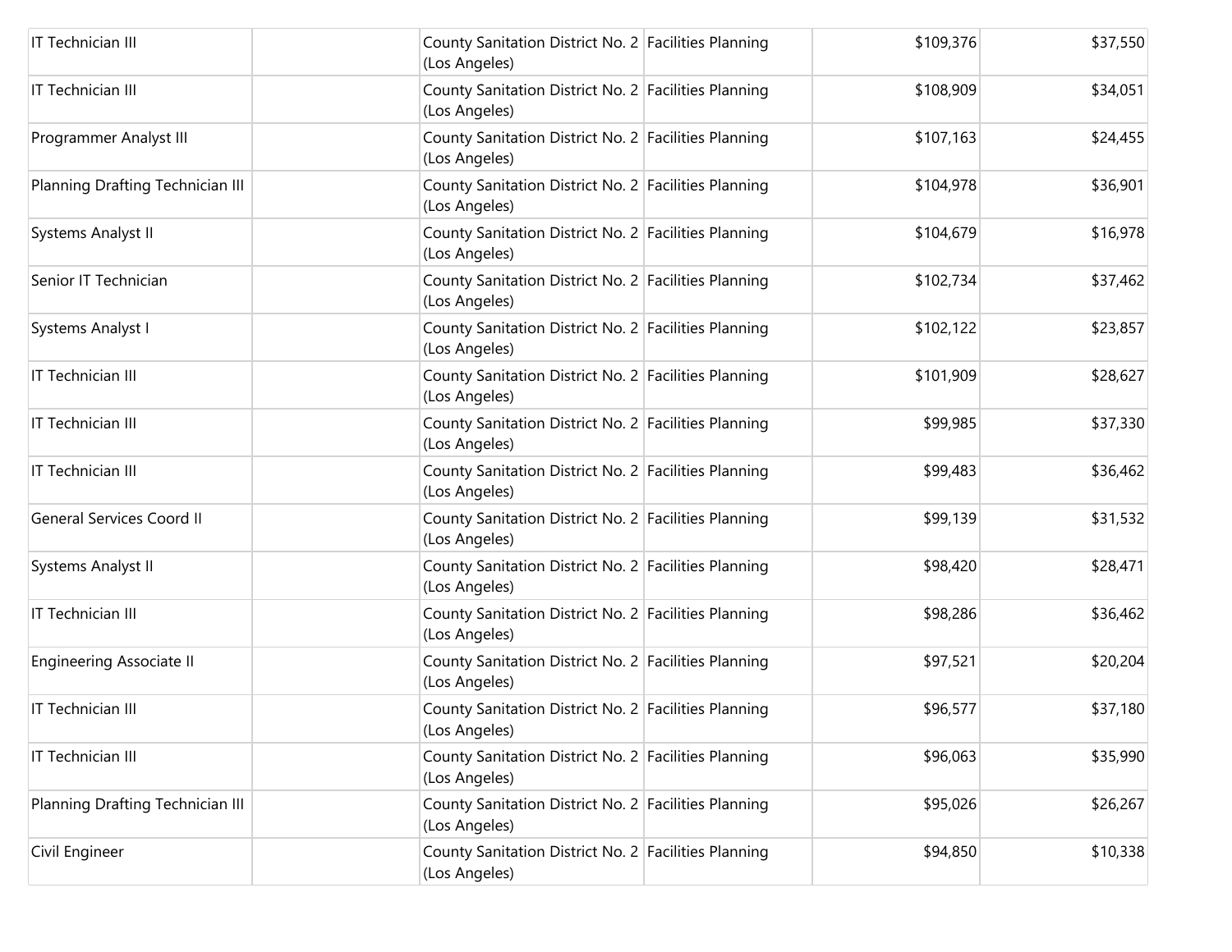| | | | | | |
|---|---|---|---|---|---|
| IT Technician III | | County Sanitation District No. 2 (Los Angeles) | Facilities Planning | $109,376 | $37,550 |
| IT Technician III | | County Sanitation District No. 2 (Los Angeles) | Facilities Planning | $108,909 | $34,051 |
| Programmer Analyst III | | County Sanitation District No. 2 (Los Angeles) | Facilities Planning | $107,163 | $24,455 |
| Planning Drafting Technician III | | County Sanitation District No. 2 (Los Angeles) | Facilities Planning | $104,978 | $36,901 |
| Systems Analyst II | | County Sanitation District No. 2 (Los Angeles) | Facilities Planning | $104,679 | $16,978 |
| Senior IT Technician | | County Sanitation District No. 2 (Los Angeles) | Facilities Planning | $102,734 | $37,462 |
| Systems Analyst I | | County Sanitation District No. 2 (Los Angeles) | Facilities Planning | $102,122 | $23,857 |
| IT Technician III | | County Sanitation District No. 2 (Los Angeles) | Facilities Planning | $101,909 | $28,627 |
| IT Technician III | | County Sanitation District No. 2 (Los Angeles) | Facilities Planning | $99,985 | $37,330 |
| IT Technician III | | County Sanitation District No. 2 (Los Angeles) | Facilities Planning | $99,483 | $36,462 |
| General Services Coord II | | County Sanitation District No. 2 (Los Angeles) | Facilities Planning | $99,139 | $31,532 |
| Systems Analyst II | | County Sanitation District No. 2 (Los Angeles) | Facilities Planning | $98,420 | $28,471 |
| IT Technician III | | County Sanitation District No. 2 (Los Angeles) | Facilities Planning | $98,286 | $36,462 |
| Engineering Associate II | | County Sanitation District No. 2 (Los Angeles) | Facilities Planning | $97,521 | $20,204 |
| IT Technician III | | County Sanitation District No. 2 (Los Angeles) | Facilities Planning | $96,577 | $37,180 |
| IT Technician III | | County Sanitation District No. 2 (Los Angeles) | Facilities Planning | $96,063 | $35,990 |
| Planning Drafting Technician III | | County Sanitation District No. 2 (Los Angeles) | Facilities Planning | $95,026 | $26,267 |
| Civil Engineer | | County Sanitation District No. 2 (Los Angeles) | Facilities Planning | $94,850 | $10,338 |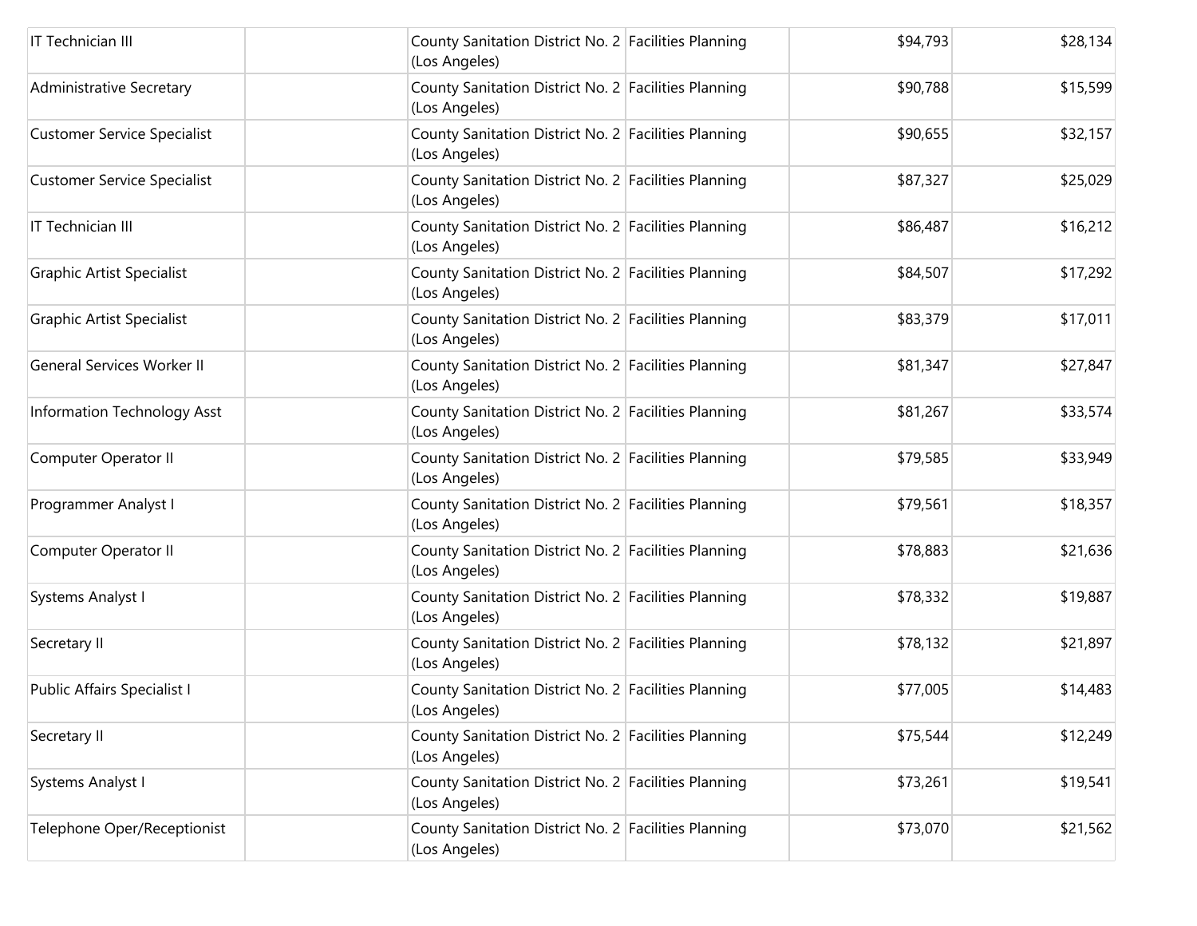| | | | | | |
|---|---|---|---|---|---|
| IT Technician III | | County Sanitation District No. 2 (Los Angeles) | Facilities Planning | $94,793 | $28,134 |
| Administrative Secretary | | County Sanitation District No. 2 (Los Angeles) | Facilities Planning | $90,788 | $15,599 |
| Customer Service Specialist | | County Sanitation District No. 2 (Los Angeles) | Facilities Planning | $90,655 | $32,157 |
| Customer Service Specialist | | County Sanitation District No. 2 (Los Angeles) | Facilities Planning | $87,327 | $25,029 |
| IT Technician III | | County Sanitation District No. 2 (Los Angeles) | Facilities Planning | $86,487 | $16,212 |
| Graphic Artist Specialist | | County Sanitation District No. 2 (Los Angeles) | Facilities Planning | $84,507 | $17,292 |
| Graphic Artist Specialist | | County Sanitation District No. 2 (Los Angeles) | Facilities Planning | $83,379 | $17,011 |
| General Services Worker II | | County Sanitation District No. 2 (Los Angeles) | Facilities Planning | $81,347 | $27,847 |
| Information Technology Asst | | County Sanitation District No. 2 (Los Angeles) | Facilities Planning | $81,267 | $33,574 |
| Computer Operator II | | County Sanitation District No. 2 (Los Angeles) | Facilities Planning | $79,585 | $33,949 |
| Programmer Analyst I | | County Sanitation District No. 2 (Los Angeles) | Facilities Planning | $79,561 | $18,357 |
| Computer Operator II | | County Sanitation District No. 2 (Los Angeles) | Facilities Planning | $78,883 | $21,636 |
| Systems Analyst I | | County Sanitation District No. 2 (Los Angeles) | Facilities Planning | $78,332 | $19,887 |
| Secretary II | | County Sanitation District No. 2 (Los Angeles) | Facilities Planning | $78,132 | $21,897 |
| Public Affairs Specialist I | | County Sanitation District No. 2 (Los Angeles) | Facilities Planning | $77,005 | $14,483 |
| Secretary II | | County Sanitation District No. 2 (Los Angeles) | Facilities Planning | $75,544 | $12,249 |
| Systems Analyst I | | County Sanitation District No. 2 (Los Angeles) | Facilities Planning | $73,261 | $19,541 |
| Telephone Oper/Receptionist | | County Sanitation District No. 2 (Los Angeles) | Facilities Planning | $73,070 | $21,562 |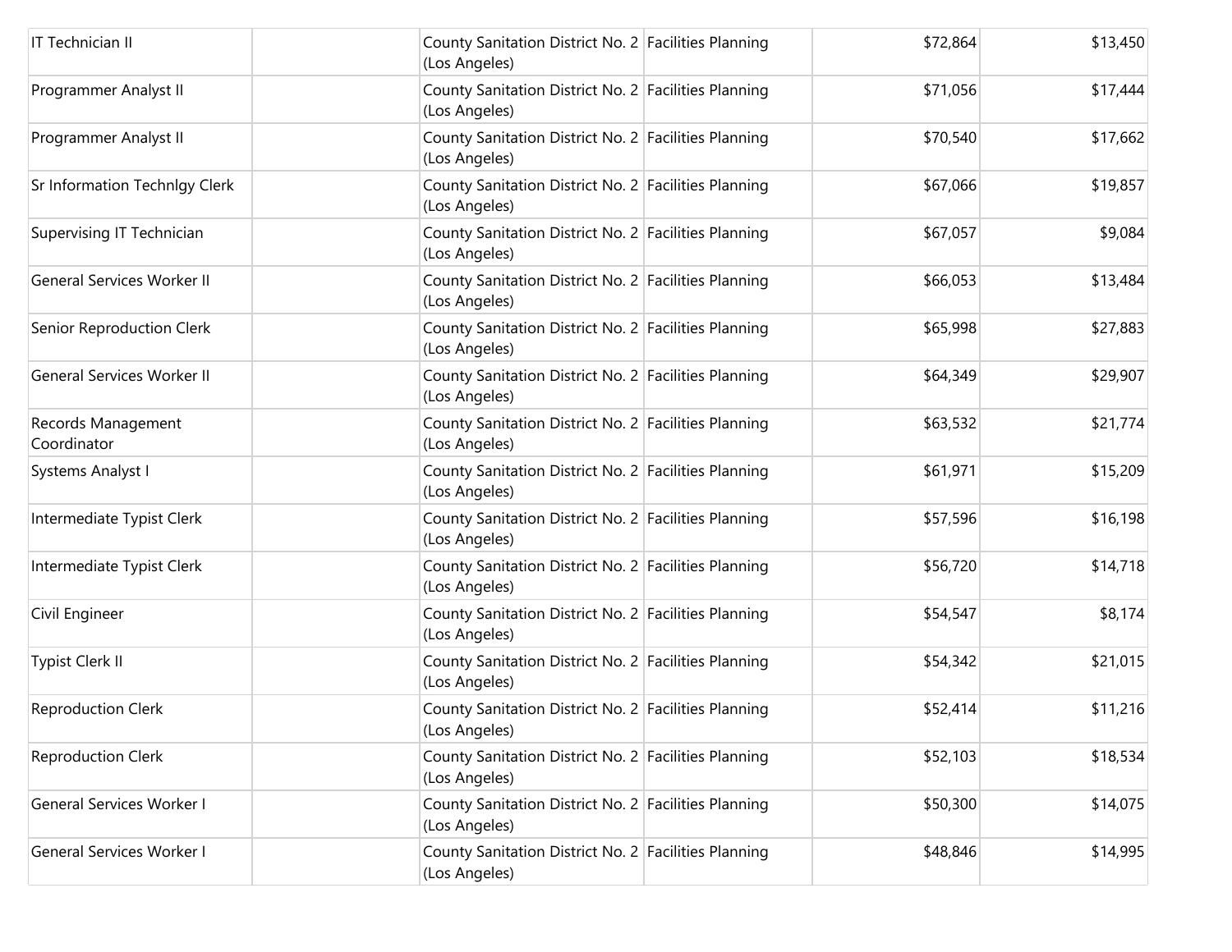| | | | | | |
|---|---|---|---|---|---|
| IT Technician II | | County Sanitation District No. 2 (Los Angeles) | Facilities Planning | $72,864 | $13,450 |
| Programmer Analyst II | | County Sanitation District No. 2 (Los Angeles) | Facilities Planning | $71,056 | $17,444 |
| Programmer Analyst II | | County Sanitation District No. 2 (Los Angeles) | Facilities Planning | $70,540 | $17,662 |
| Sr Information Technlgy Clerk | | County Sanitation District No. 2 (Los Angeles) | Facilities Planning | $67,066 | $19,857 |
| Supervising IT Technician | | County Sanitation District No. 2 (Los Angeles) | Facilities Planning | $67,057 | $9,084 |
| General Services Worker II | | County Sanitation District No. 2 (Los Angeles) | Facilities Planning | $66,053 | $13,484 |
| Senior Reproduction Clerk | | County Sanitation District No. 2 (Los Angeles) | Facilities Planning | $65,998 | $27,883 |
| General Services Worker II | | County Sanitation District No. 2 (Los Angeles) | Facilities Planning | $64,349 | $29,907 |
| Records Management Coordinator | | County Sanitation District No. 2 (Los Angeles) | Facilities Planning | $63,532 | $21,774 |
| Systems Analyst I | | County Sanitation District No. 2 (Los Angeles) | Facilities Planning | $61,971 | $15,209 |
| Intermediate Typist Clerk | | County Sanitation District No. 2 (Los Angeles) | Facilities Planning | $57,596 | $16,198 |
| Intermediate Typist Clerk | | County Sanitation District No. 2 (Los Angeles) | Facilities Planning | $56,720 | $14,718 |
| Civil Engineer | | County Sanitation District No. 2 (Los Angeles) | Facilities Planning | $54,547 | $8,174 |
| Typist Clerk II | | County Sanitation District No. 2 (Los Angeles) | Facilities Planning | $54,342 | $21,015 |
| Reproduction Clerk | | County Sanitation District No. 2 (Los Angeles) | Facilities Planning | $52,414 | $11,216 |
| Reproduction Clerk | | County Sanitation District No. 2 (Los Angeles) | Facilities Planning | $52,103 | $18,534 |
| General Services Worker I | | County Sanitation District No. 2 (Los Angeles) | Facilities Planning | $50,300 | $14,075 |
| General Services Worker I | | County Sanitation District No. 2 (Los Angeles) | Facilities Planning | $48,846 | $14,995 |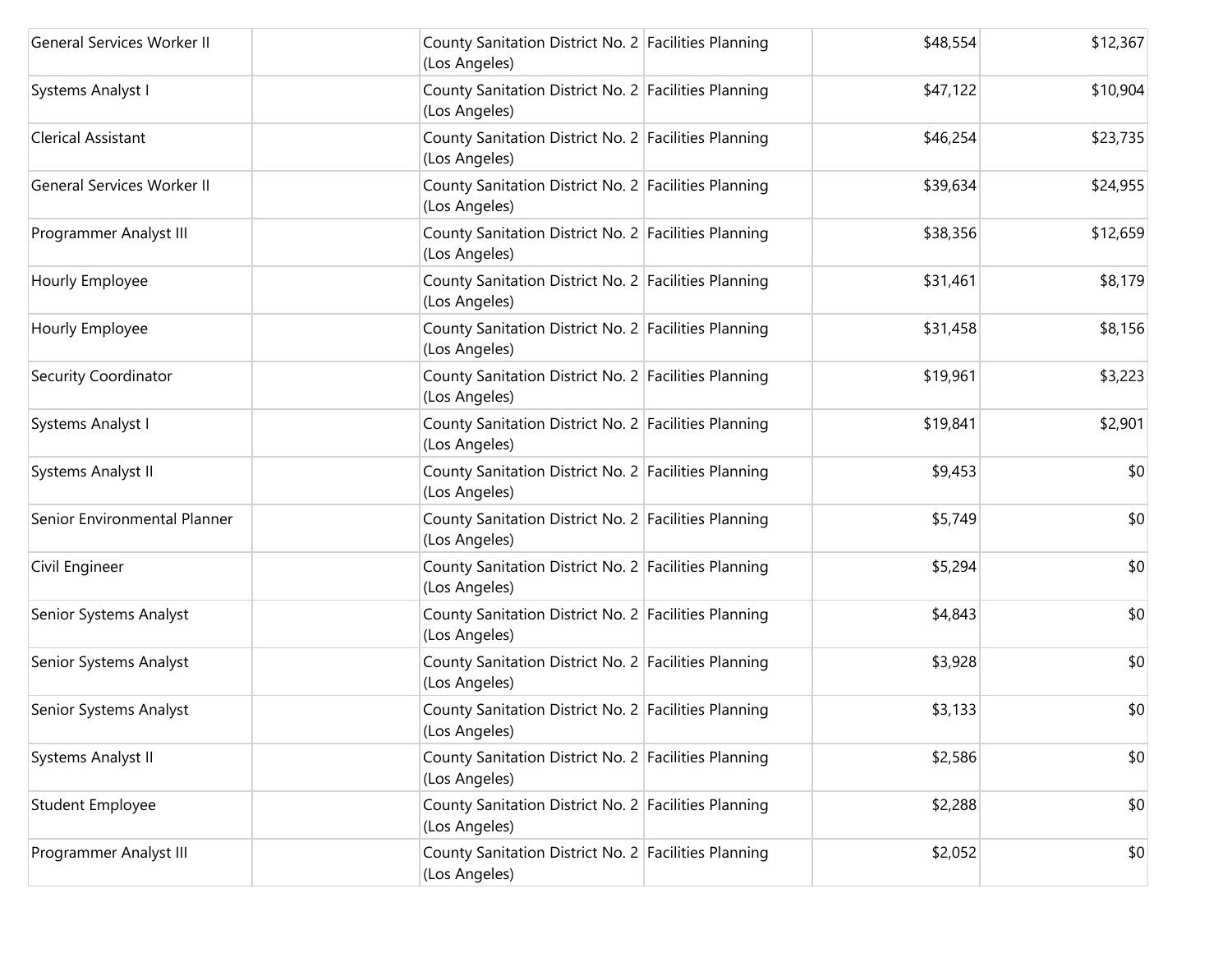| | | | | | |
|---|---|---|---|---|---|
| General Services Worker II | | County Sanitation District No. 2 (Los Angeles) | Facilities Planning | $48,554 | $12,367 |
| Systems Analyst I | | County Sanitation District No. 2 (Los Angeles) | Facilities Planning | $47,122 | $10,904 |
| Clerical Assistant | | County Sanitation District No. 2 (Los Angeles) | Facilities Planning | $46,254 | $23,735 |
| General Services Worker II | | County Sanitation District No. 2 (Los Angeles) | Facilities Planning | $39,634 | $24,955 |
| Programmer Analyst III | | County Sanitation District No. 2 (Los Angeles) | Facilities Planning | $38,356 | $12,659 |
| Hourly Employee | | County Sanitation District No. 2 (Los Angeles) | Facilities Planning | $31,461 | $8,179 |
| Hourly Employee | | County Sanitation District No. 2 (Los Angeles) | Facilities Planning | $31,458 | $8,156 |
| Security Coordinator | | County Sanitation District No. 2 (Los Angeles) | Facilities Planning | $19,961 | $3,223 |
| Systems Analyst I | | County Sanitation District No. 2 (Los Angeles) | Facilities Planning | $19,841 | $2,901 |
| Systems Analyst II | | County Sanitation District No. 2 (Los Angeles) | Facilities Planning | $9,453 | $0 |
| Senior Environmental Planner | | County Sanitation District No. 2 (Los Angeles) | Facilities Planning | $5,749 | $0 |
| Civil Engineer | | County Sanitation District No. 2 (Los Angeles) | Facilities Planning | $5,294 | $0 |
| Senior Systems Analyst | | County Sanitation District No. 2 (Los Angeles) | Facilities Planning | $4,843 | $0 |
| Senior Systems Analyst | | County Sanitation District No. 2 (Los Angeles) | Facilities Planning | $3,928 | $0 |
| Senior Systems Analyst | | County Sanitation District No. 2 (Los Angeles) | Facilities Planning | $3,133 | $0 |
| Systems Analyst II | | County Sanitation District No. 2 (Los Angeles) | Facilities Planning | $2,586 | $0 |
| Student Employee | | County Sanitation District No. 2 (Los Angeles) | Facilities Planning | $2,288 | $0 |
| Programmer Analyst III | | County Sanitation District No. 2 (Los Angeles) | Facilities Planning | $2,052 | $0 |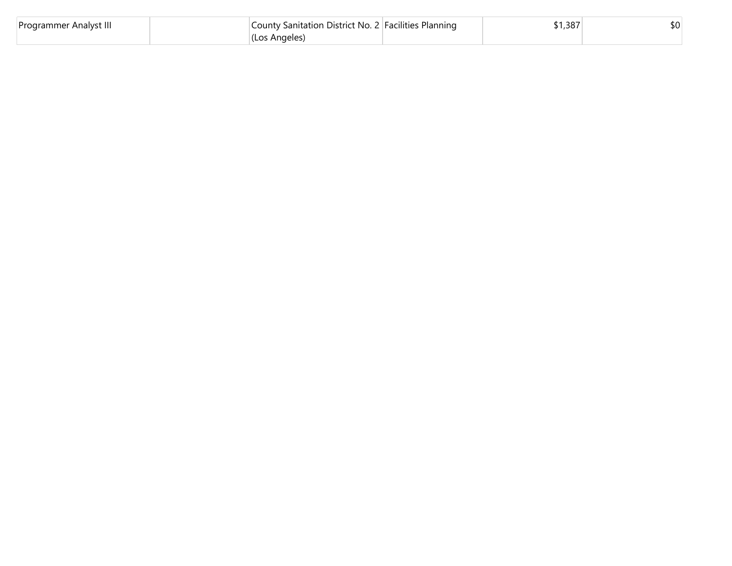| | | | | | |
|---|---|---|---|---|---|
| Programmer Analyst III | | County Sanitation District No. 2 (Los Angeles) | Facilities Planning | $1,387 | $0 |